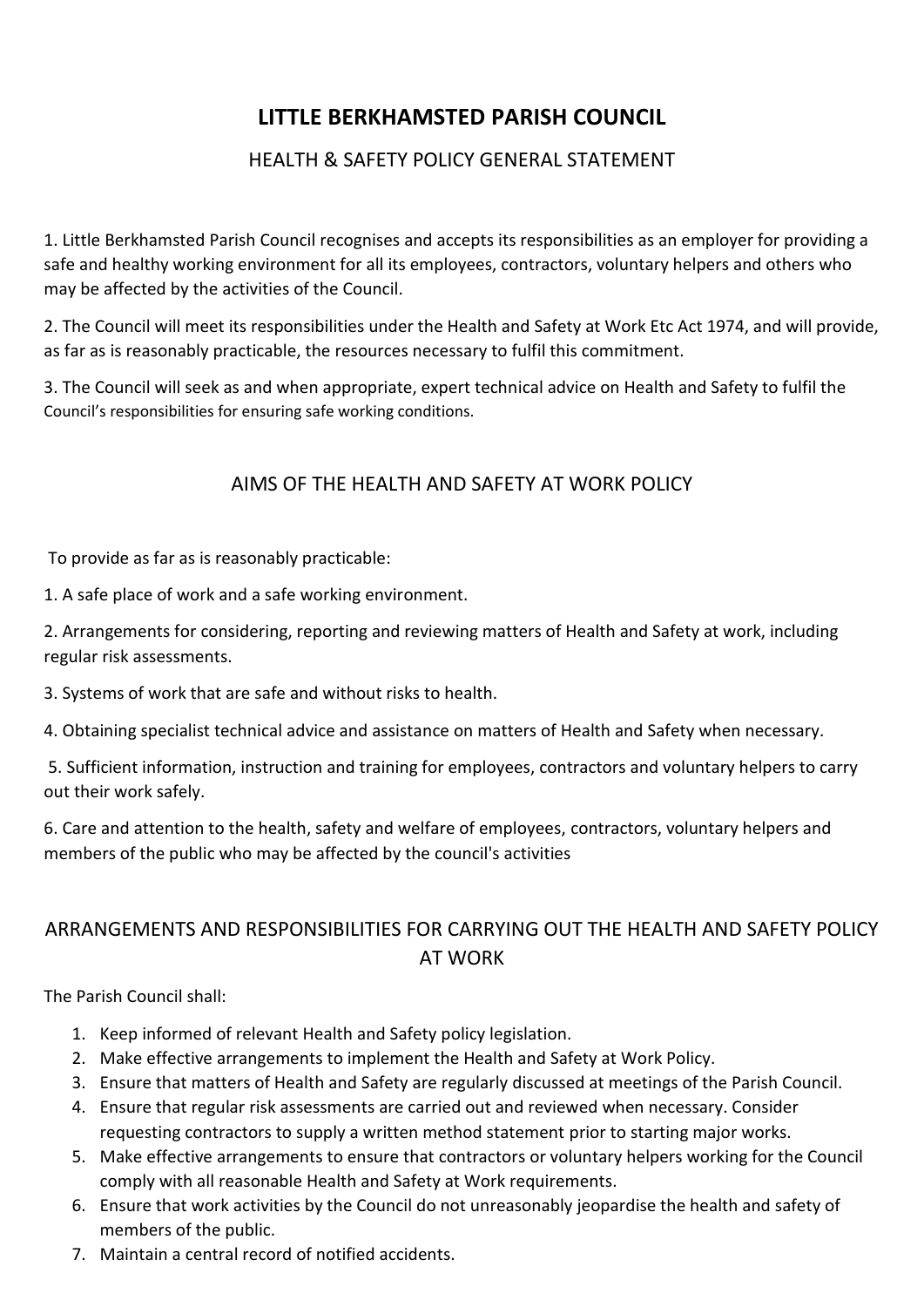# LITTLE BERKHAMSTED PARISH COUNCIL

## HEALTH & SAFETY POLICY GENERAL STATEMENT

1. Little Berkhamsted Parish Council recognises and accepts its responsibilities as an employer for providing a safe and healthy working environment for all its employees, contractors, voluntary helpers and others who may be affected by the activities of the Council.

2. The Council will meet its responsibilities under the Health and Safety at Work Etc Act 1974, and will provide, as far as is reasonably practicable, the resources necessary to fulfil this commitment.

3. The Council will seek as and when appropriate, expert technical advice on Health and Safety to fulfil the Council's responsibilities for ensuring safe working conditions.

## AIMS OF THE HEALTH AND SAFETY AT WORK POLICY

To provide as far as is reasonably practicable:

1. A safe place of work and a safe working environment.

2. Arrangements for considering, reporting and reviewing matters of Health and Safety at work, including regular risk assessments.

3. Systems of work that are safe and without risks to health.

4. Obtaining specialist technical advice and assistance on matters of Health and Safety when necessary.

5. Sufficient information, instruction and training for employees, contractors and voluntary helpers to carry out their work safely.

6. Care and attention to the health, safety and welfare of employees, contractors, voluntary helpers and members of the public who may be affected by the council's activities

## ARRANGEMENTS AND RESPONSIBILITIES FOR CARRYING OUT THE HEALTH AND SAFETY POLICY AT WORK

The Parish Council shall:

1. Keep informed of relevant Health and Safety policy legislation.
2. Make effective arrangements to implement the Health and Safety at Work Policy.
3. Ensure that matters of Health and Safety are regularly discussed at meetings of the Parish Council.
4. Ensure that regular risk assessments are carried out and reviewed when necessary. Consider requesting contractors to supply a written method statement prior to starting major works.
5. Make effective arrangements to ensure that contractors or voluntary helpers working for the Council comply with all reasonable Health and Safety at Work requirements.
6. Ensure that work activities by the Council do not unreasonably jeopardise the health and safety of members of the public.
7. Maintain a central record of notified accidents.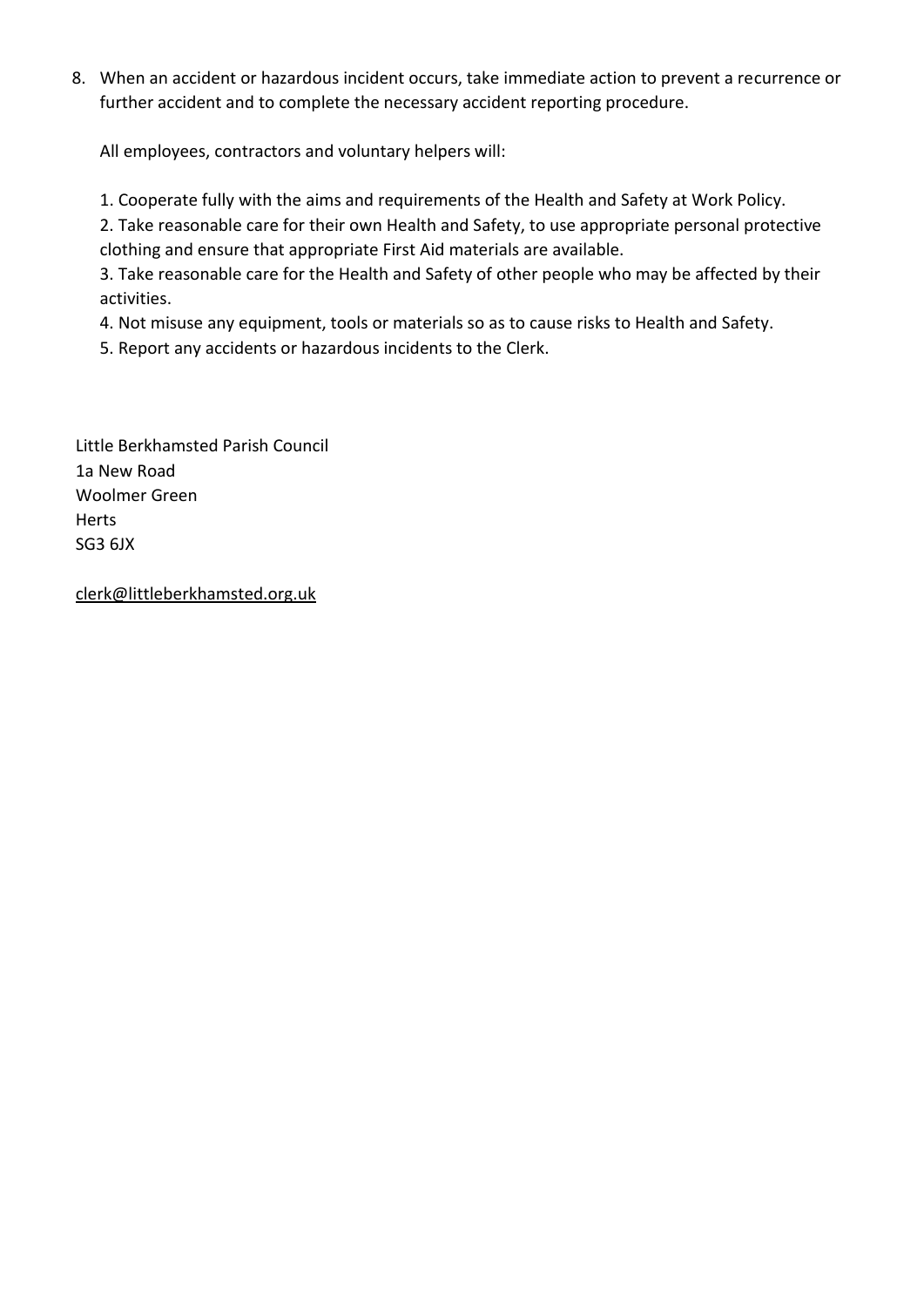8. When an accident or hazardous incident occurs, take immediate action to prevent a recurrence or further accident and to complete the necessary accident reporting procedure.

   All employees, contractors and voluntary helpers will:

   1. Cooperate fully with the aims and requirements of the Health and Safety at Work Policy.
   2. Take reasonable care for their own Health and Safety, to use appropriate personal protective clothing and ensure that appropriate First Aid materials are available.
   3. Take reasonable care for the Health and Safety of other people who may be affected by their activities.
   4. Not misuse any equipment, tools or materials so as to cause risks to Health and Safety.
   5. Report any accidents or hazardous incidents to the Clerk.

Little Berkhamsted Parish Council
1a New Road
Woolmer Green
Herts
SG3 6JX

clerk@littleberkhamsted.org.uk